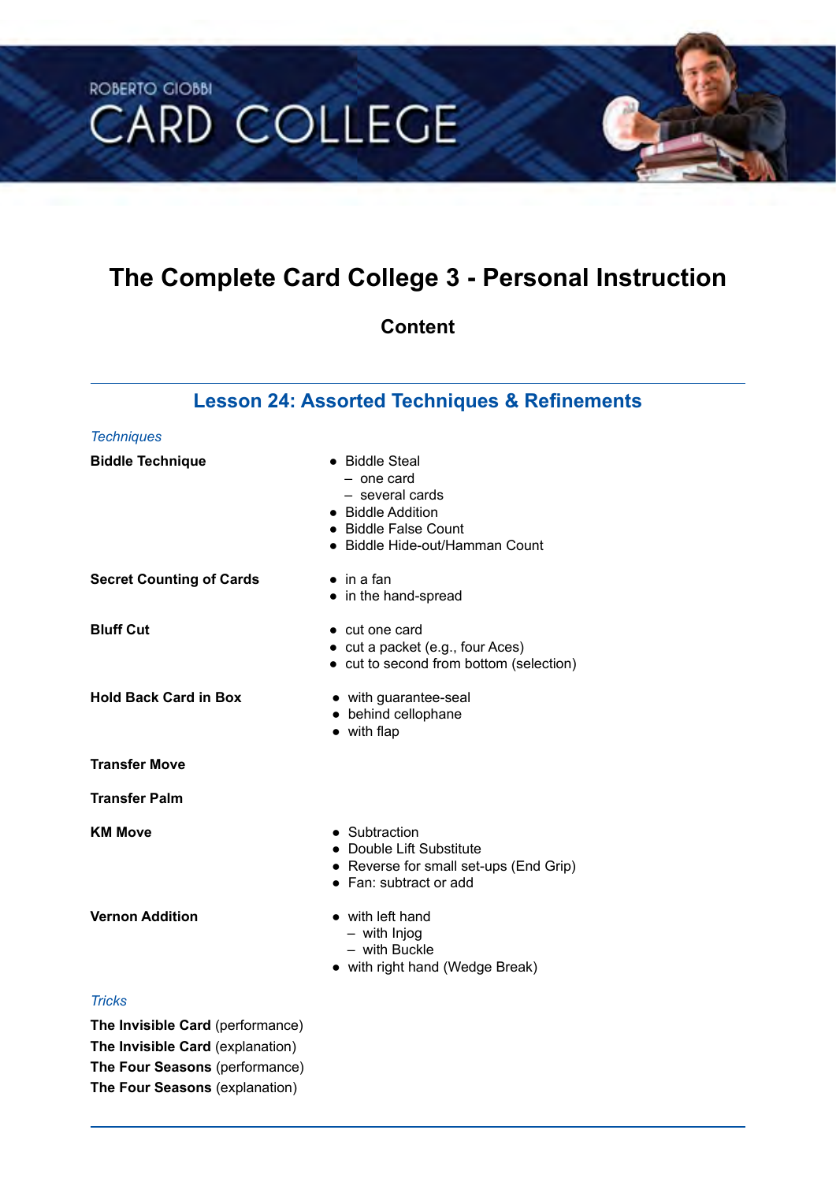ROBERTO GIOBBI

CARD COLLEGE

# The Complete Card College 3 - Personal Instruction

## Content

## Lesson 24: Assorted Techniques & Refinements

*Techniques*

**Biddle Technique**
- Biddle Steal
  - one card
  - several cards
- Biddle Addition
- Biddle False Count
- Biddle Hide-out/Hamman Count

**Secret Counting of Cards**
- in a fan
- in the hand-spread

**Bluff Cut**
- cut one card
- cut a packet (e.g., four Aces)
- cut to second from bottom (selection)

**Hold Back Card in Box**
- with guarantee-seal
- behind cellophane
- with flap

**Transfer Move**

**Transfer Palm**

**KM Move**
- Subtraction
- Double Lift Substitute
- Reverse for small set-ups (End Grip)
- Fan: subtract or add

**Vernon Addition**
- with left hand
  - with Injog
  - with Buckle
- with right hand (Wedge Break)

*Tricks*

**The Invisible Card** (performance)
**The Invisible Card** (explanation)
**The Four Seasons** (performance)
**The Four Seasons** (explanation)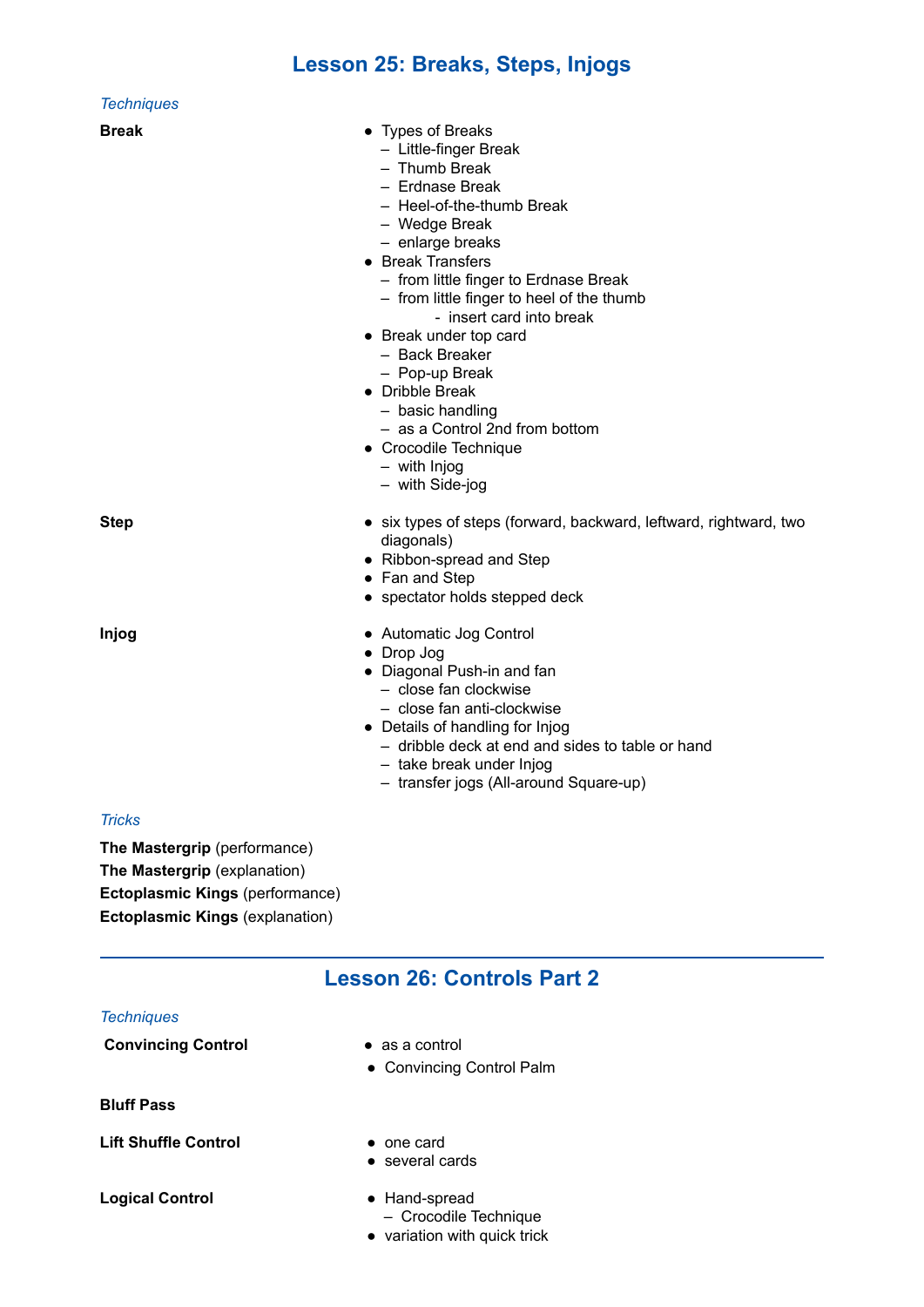## Lesson 25: Breaks, Steps, Injogs

*Techniques*

**Break**

- Types of Breaks
  - Little-finger Break
  - Thumb Break
  - Erdnase Break
  - Heel-of-the-thumb Break
  - Wedge Break
  - enlarge breaks
- Break Transfers
  - from little finger to Erdnase Break
  - from little finger to heel of the thumb
    - insert card into break
- Break under top card
  - Back Breaker
  - Pop-up Break
- Dribble Break
  - basic handling
  - as a Control 2nd from bottom
- Crocodile Technique
  - with Injog
  - with Side-jog

**Step**

- six types of steps (forward, backward, leftward, rightward, two diagonals)
- Ribbon-spread and Step
- Fan and Step
- spectator holds stepped deck

**Injog**

- Automatic Jog Control
- Drop Jog
- Diagonal Push-in and fan
  - close fan clockwise
  - close fan anti-clockwise
- Details of handling for Injog
  - dribble deck at end and sides to table or hand
  - take break under Injog
  - transfer jogs (All-around Square-up)

*Tricks*

**The Mastergrip** (performance)
**The Mastergrip** (explanation)
**Ectoplasmic Kings** (performance)
**Ectoplasmic Kings** (explanation)

---

## Lesson 26: Controls Part 2

*Techniques*

**Convincing Control**

- as a control
- Convincing Control Palm

**Bluff Pass**

**Lift Shuffle Control**

- one card
- several cards

**Logical Control**

- Hand-spread
  - Crocodile Technique
- variation with quick trick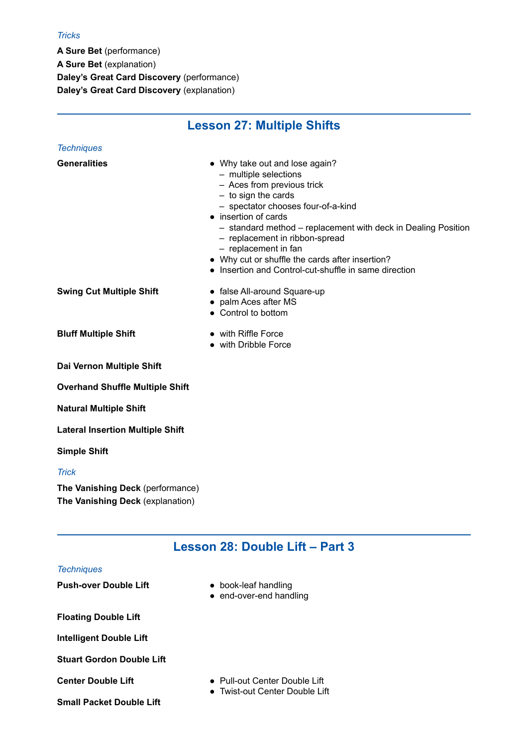*Tricks*

**A Sure Bet** (performance)
**A Sure Bet** (explanation)
**Daley's Great Card Discovery** (performance)
**Daley's Great Card Discovery** (explanation)

---

## Lesson 27: Multiple Shifts

*Techniques*

**Generalities**

- Why take out and lose again?
  - multiple selections
  - Aces from previous trick
  - to sign the cards
  - spectator chooses four-of-a-kind
- insertion of cards
  - standard method – replacement with deck in Dealing Position
  - replacement in ribbon-spread
  - replacement in fan
- Why cut or shuffle the cards after insertion?
- Insertion and Control-cut-shuffle in same direction

**Swing Cut Multiple Shift**

- false All-around Square-up
- palm Aces after MS
- Control to bottom

**Bluff Multiple Shift**

- with Riffle Force
- with Dribble Force

**Dai Vernon Multiple Shift**

**Overhand Shuffle Multiple Shift**

**Natural Multiple Shift**

**Lateral Insertion Multiple Shift**

**Simple Shift**

*Trick*

**The Vanishing Deck** (performance)
**The Vanishing Deck** (explanation)

---

## Lesson 28: Double Lift – Part 3

*Techniques*

**Push-over Double Lift**

- book-leaf handling
- end-over-end handling

**Floating Double Lift**

**Intelligent Double Lift**

**Stuart Gordon Double Lift**

**Center Double Lift**

- Pull-out Center Double Lift
- Twist-out Center Double Lift

**Small Packet Double Lift**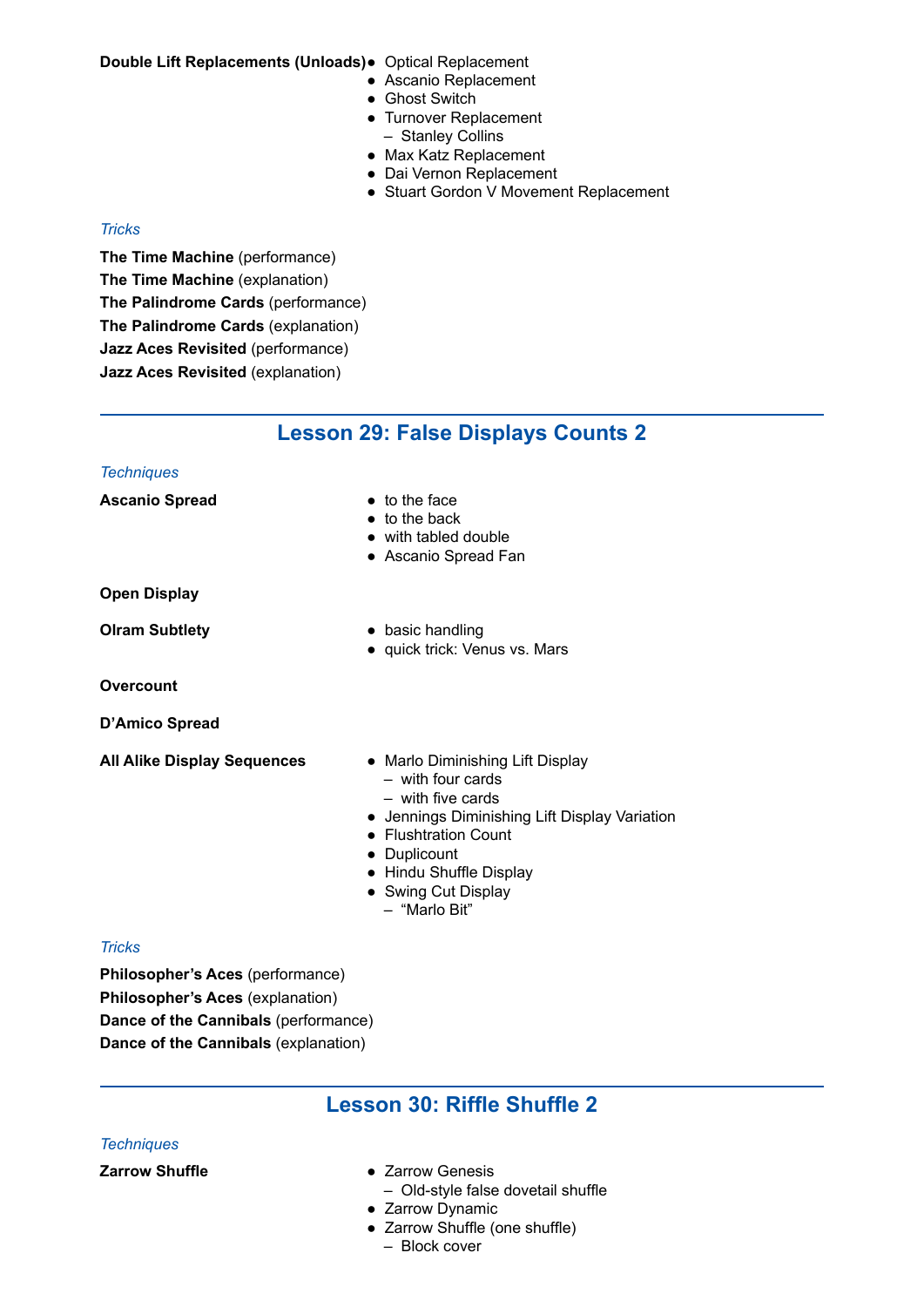**Double Lift Replacements (Unloads)**

- Optical Replacement
- Ascanio Replacement
- Ghost Switch
- Turnover Replacement
  - Stanley Collins
- Max Katz Replacement
- Dai Vernon Replacement
- Stuart Gordon V Movement Replacement

*Tricks*

**The Time Machine** (performance)
**The Time Machine** (explanation)
**The Palindrome Cards** (performance)
**The Palindrome Cards** (explanation)
**Jazz Aces Revisited** (performance)
**Jazz Aces Revisited** (explanation)

## Lesson 29: False Displays Counts 2

*Techniques*

**Ascanio Spread**

- to the face
- to the back
- with tabled double
- Ascanio Spread Fan

**Open Display**

**Olram Subtlety**

- basic handling
- quick trick: Venus vs. Mars

**Overcount**

**D'Amico Spread**

**All Alike Display Sequences**

- Marlo Diminishing Lift Display
  - with four cards
  - with five cards
- Jennings Diminishing Lift Display Variation
- Flushtration Count
- Duplicount
- Hindu Shuffle Display
- Swing Cut Display
  - "Marlo Bit"

*Tricks*

**Philosopher's Aces** (performance)
**Philosopher's Aces** (explanation)
**Dance of the Cannibals** (performance)
**Dance of the Cannibals** (explanation)

## Lesson 30: Riffle Shuffle 2

*Techniques*

**Zarrow Shuffle**

- Zarrow Genesis
  - Old-style false dovetail shuffle
- Zarrow Dynamic
- Zarrow Shuffle (one shuffle)
  - Block cover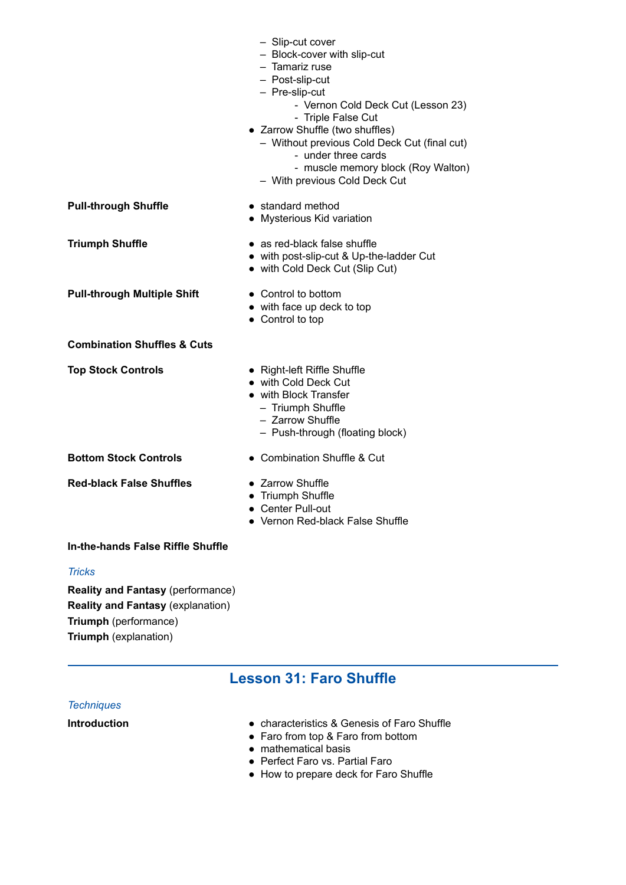- Slip-cut cover
  - Block-cover with slip-cut
  - Tamariz ruse
  - Post-slip-cut
  - Pre-slip-cut
    - Vernon Cold Deck Cut (Lesson 23)
    - Triple False Cut
- Zarrow Shuffle (two shuffles)
  - Without previous Cold Deck Cut (final cut)
    - under three cards
    - muscle memory block (Roy Walton)
  - With previous Cold Deck Cut

**Pull-through Shuffle**

- standard method
- Mysterious Kid variation

**Triumph Shuffle**

- as red-black false shuffle
- with post-slip-cut & Up-the-ladder Cut
- with Cold Deck Cut (Slip Cut)

**Pull-through Multiple Shift**

- Control to bottom
- with face up deck to top
- Control to top

**Combination Shuffles & Cuts**

**Top Stock Controls**

- Right-left Riffle Shuffle
- with Cold Deck Cut
- with Block Transfer
  - Triumph Shuffle
  - Zarrow Shuffle
  - Push-through (floating block)

**Bottom Stock Controls**

- Combination Shuffle & Cut

**Red-black False Shuffles**

- Zarrow Shuffle
- Triumph Shuffle
- Center Pull-out
- Vernon Red-black False Shuffle

**In-the-hands False Riffle Shuffle**

*Tricks*

**Reality and Fantasy** (performance)
**Reality and Fantasy** (explanation)
**Triumph** (performance)
**Triumph** (explanation)

---

## Lesson 31: Faro Shuffle

*Techniques*

**Introduction**

- characteristics & Genesis of Faro Shuffle
- Faro from top & Faro from bottom
- mathematical basis
- Perfect Faro vs. Partial Faro
- How to prepare deck for Faro Shuffle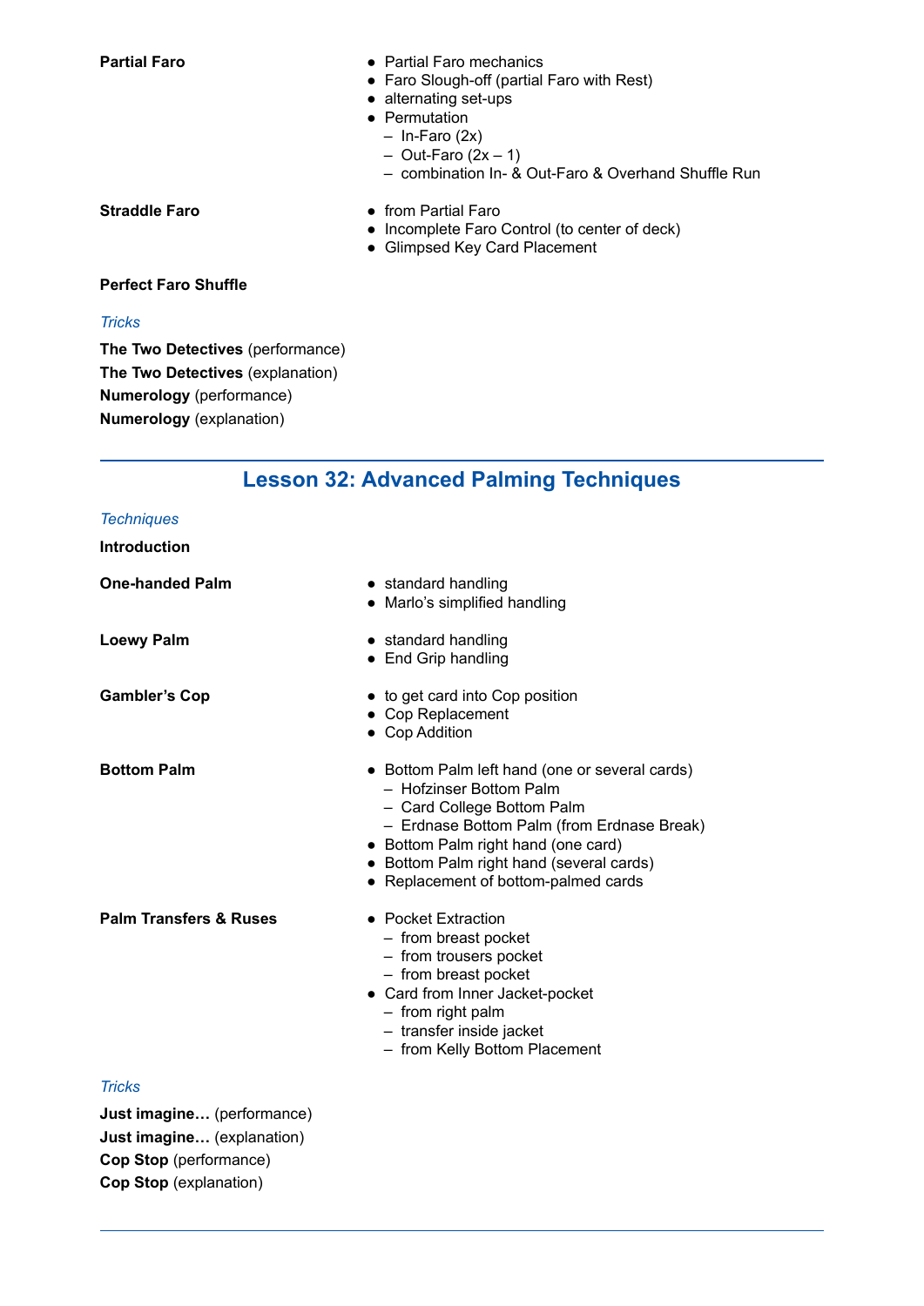**Partial Faro**

- Partial Faro mechanics
- Faro Slough-off (partial Faro with Rest)
- alternating set-ups
- Permutation
  - In-Faro (2x)
  - Out-Faro (2x – 1)
  - combination In- & Out-Faro & Overhand Shuffle Run

**Straddle Faro**

- from Partial Faro
- Incomplete Faro Control (to center of deck)
- Glimpsed Key Card Placement

**Perfect Faro Shuffle**

*Tricks*

**The Two Detectives** (performance)
**The Two Detectives** (explanation)
**Numerology** (performance)
**Numerology** (explanation)

---

## Lesson 32: Advanced Palming Techniques

*Techniques*

**Introduction**

**One-handed Palm**

- standard handling
- Marlo's simplified handling

**Loewy Palm**

- standard handling
- End Grip handling

**Gambler's Cop**

- to get card into Cop position
- Cop Replacement
- Cop Addition

**Bottom Palm**

- Bottom Palm left hand (one or several cards)
  - Hofzinser Bottom Palm
  - Card College Bottom Palm
  - Erdnase Bottom Palm (from Erdnase Break)
- Bottom Palm right hand (one card)
- Bottom Palm right hand (several cards)
- Replacement of bottom-palmed cards

**Palm Transfers & Ruses**

- Pocket Extraction
  - from breast pocket
  - from trousers pocket
  - from breast pocket
- Card from Inner Jacket-pocket
  - from right palm
  - transfer inside jacket
  - from Kelly Bottom Placement

*Tricks*

**Just imagine…** (performance)
**Just imagine…** (explanation)
**Cop Stop** (performance)
**Cop Stop** (explanation)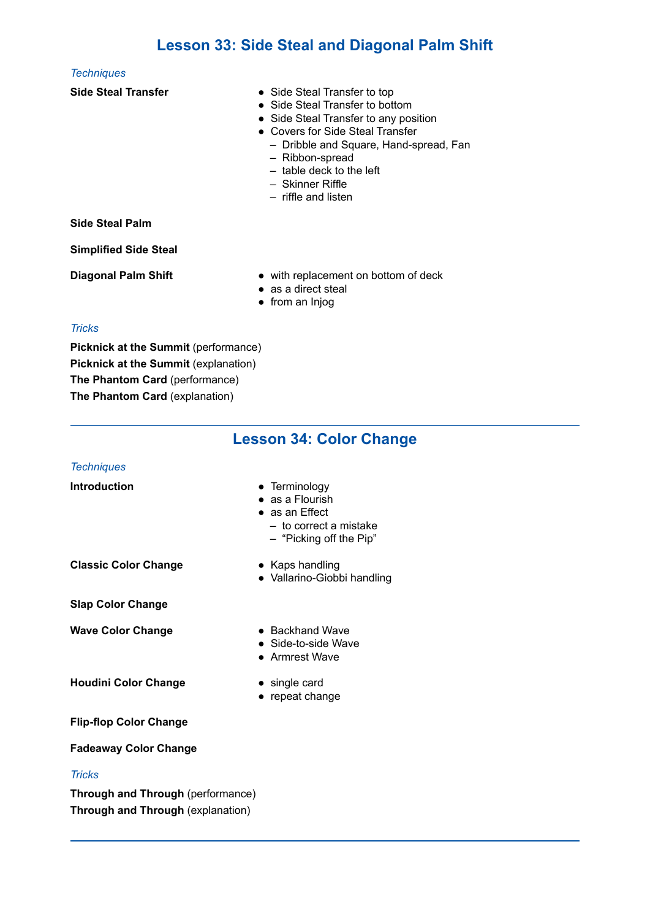## Lesson 33: Side Steal and Diagonal Palm Shift

*Techniques*

**Side Steal Transfer**

- Side Steal Transfer to top
- Side Steal Transfer to bottom
- Side Steal Transfer to any position
- Covers for Side Steal Transfer
  - Dribble and Square, Hand-spread, Fan
  - Ribbon-spread
  - table deck to the left
  - Skinner Riffle
  - riffle and listen

**Side Steal Palm**

**Simplified Side Steal**

**Diagonal Palm Shift**

- with replacement on bottom of deck
- as a direct steal
- from an Injog

*Tricks*

**Picknick at the Summit** (performance)
**Picknick at the Summit** (explanation)
**The Phantom Card** (performance)
**The Phantom Card** (explanation)

---

## Lesson 34: Color Change

*Techniques*

**Introduction**

- Terminology
- as a Flourish
- as an Effect
  - to correct a mistake
  - "Picking off the Pip"

**Classic Color Change**

- Kaps handling
- Vallarino-Giobbi handling

**Slap Color Change**

**Wave Color Change**

- Backhand Wave
- Side-to-side Wave
- Armrest Wave

**Houdini Color Change**

- single card
- repeat change

**Flip-flop Color Change**

**Fadeaway Color Change**

*Tricks*

**Through and Through** (performance)
**Through and Through** (explanation)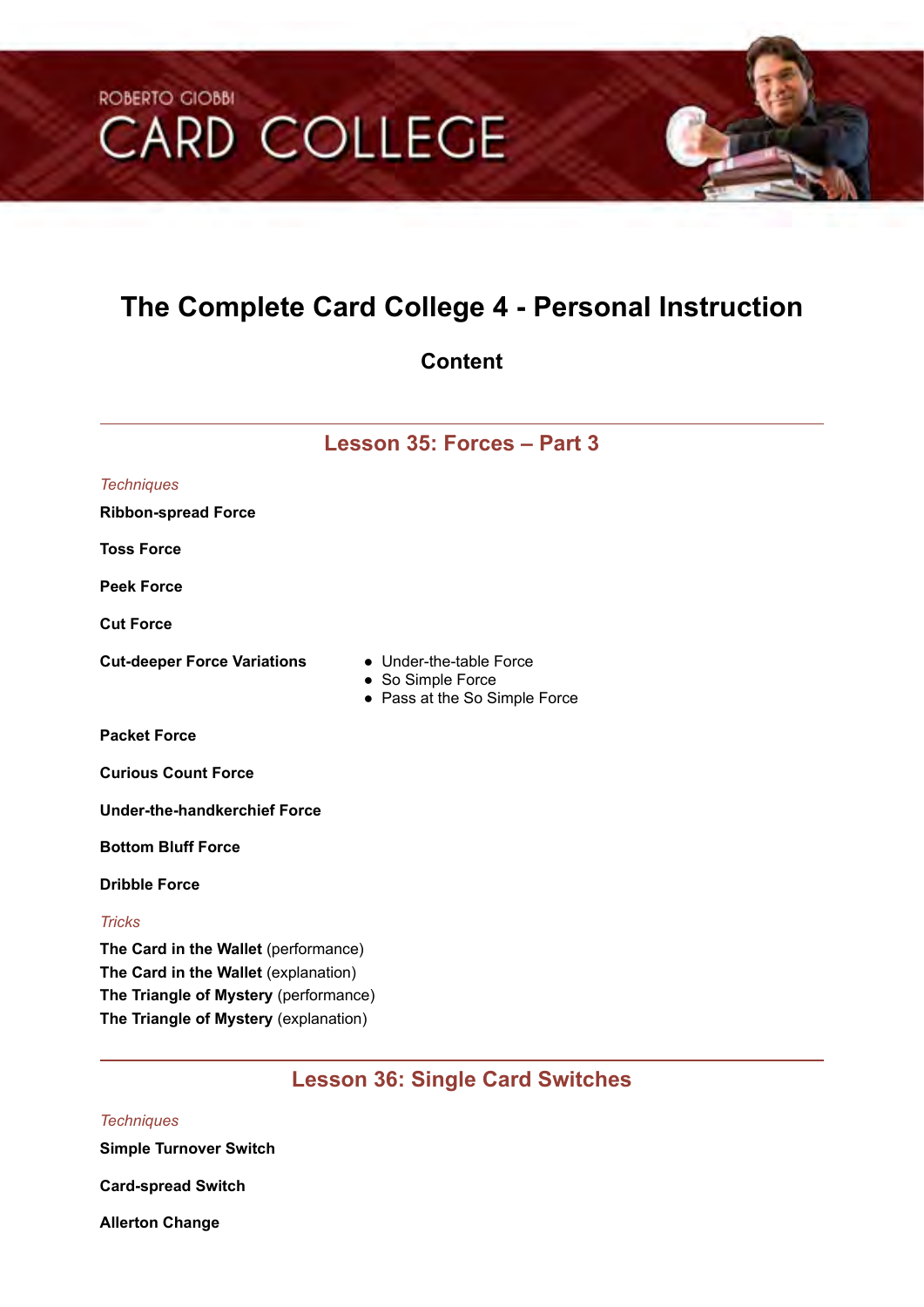ROBERTO GIOBBI
CARD COLLEGE

# The Complete Card College 4 - Personal Instruction

## Content

## Lesson 35: Forces – Part 3

*Techniques*

**Ribbon-spread Force**

**Toss Force**

**Peek Force**

**Cut Force**

**Cut-deeper Force Variations**
- Under-the-table Force
- So Simple Force
- Pass at the So Simple Force

**Packet Force**

**Curious Count Force**

**Under-the-handkerchief Force**

**Bottom Bluff Force**

**Dribble Force**

*Tricks*

**The Card in the Wallet** (performance)
**The Card in the Wallet** (explanation)
**The Triangle of Mystery** (performance)
**The Triangle of Mystery** (explanation)

## Lesson 36: Single Card Switches

*Techniques*

**Simple Turnover Switch**

**Card-spread Switch**

**Allerton Change**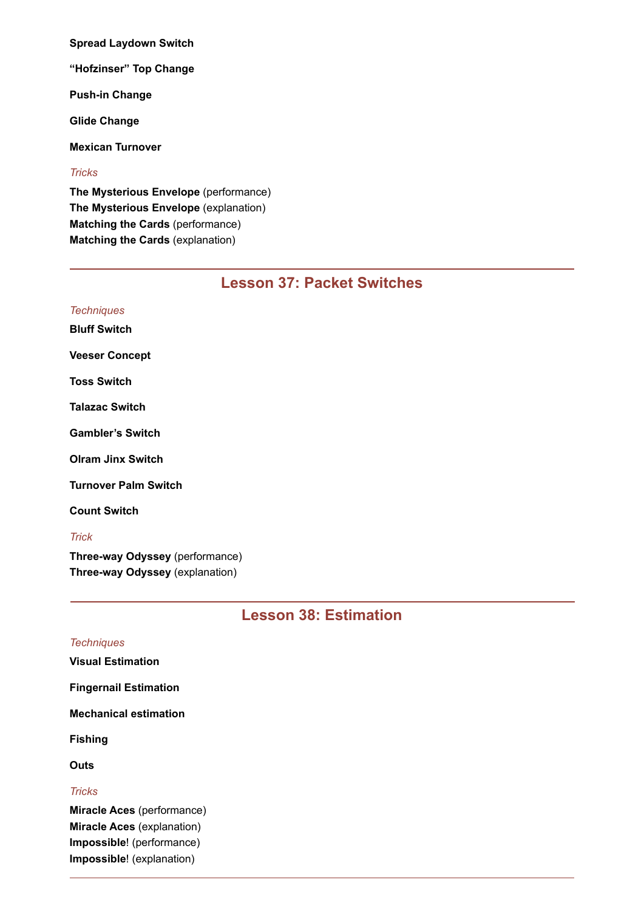**Spread Laydown Switch**

**"Hofzinser" Top Change**

**Push-in Change**

**Glide Change**

**Mexican Turnover**

*Tricks*

**The Mysterious Envelope** (performance)
**The Mysterious Envelope** (explanation)
**Matching the Cards** (performance)
**Matching the Cards** (explanation)

---

## Lesson 37: Packet Switches

*Techniques*

**Bluff Switch**

**Veeser Concept**

**Toss Switch**

**Talazac Switch**

**Gambler's Switch**

**Olram Jinx Switch**

**Turnover Palm Switch**

**Count Switch**

*Trick*

**Three-way Odyssey** (performance)
**Three-way Odyssey** (explanation)

---

## Lesson 38: Estimation

*Techniques*

**Visual Estimation**

**Fingernail Estimation**

**Mechanical estimation**

**Fishing**

**Outs**

*Tricks*

**Miracle Aces** (performance)
**Miracle Aces** (explanation)
**Impossible**! (performance)
**Impossible**! (explanation)

---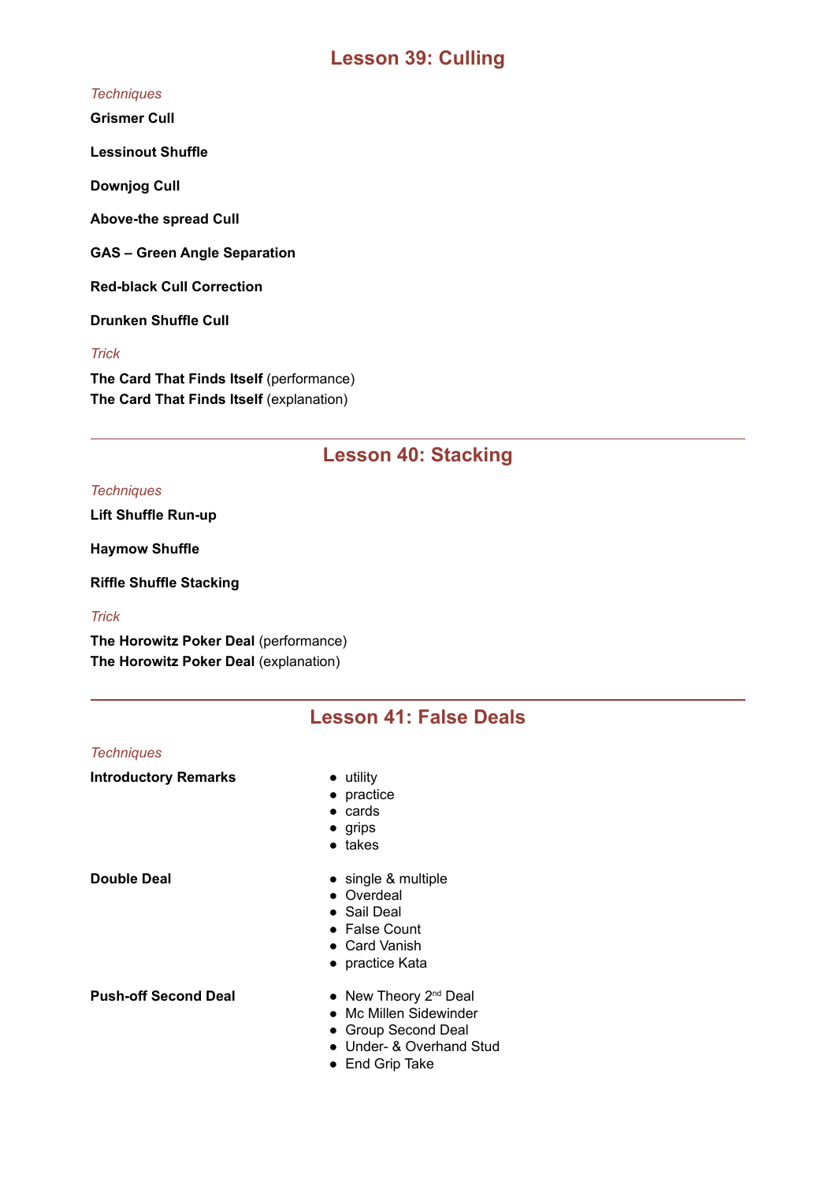## Lesson 39: Culling

*Techniques*

**Grismer Cull**

**Lessinout Shuffle**

**Downjog Cull**

**Above-the spread Cull**

**GAS – Green Angle Separation**

**Red-black Cull Correction**

**Drunken Shuffle Cull**

*Trick*

**The Card That Finds Itself** (performance)
**The Card That Finds Itself** (explanation)

---

## Lesson 40: Stacking

*Techniques*

**Lift Shuffle Run-up**

**Haymow Shuffle**

**Riffle Shuffle Stacking**

*Trick*

**The Horowitz Poker Deal** (performance)
**The Horowitz Poker Deal** (explanation)

---

## Lesson 41: False Deals

*Techniques*

**Introductory Remarks**

- utility
- practice
- cards
- grips
- takes

**Double Deal**

- single & multiple
- Overdeal
- Sail Deal
- False Count
- Card Vanish
- practice Kata

**Push-off Second Deal**

- New Theory 2nd Deal
- Mc Millen Sidewinder
- Group Second Deal
- Under- & Overhand Stud
- End Grip Take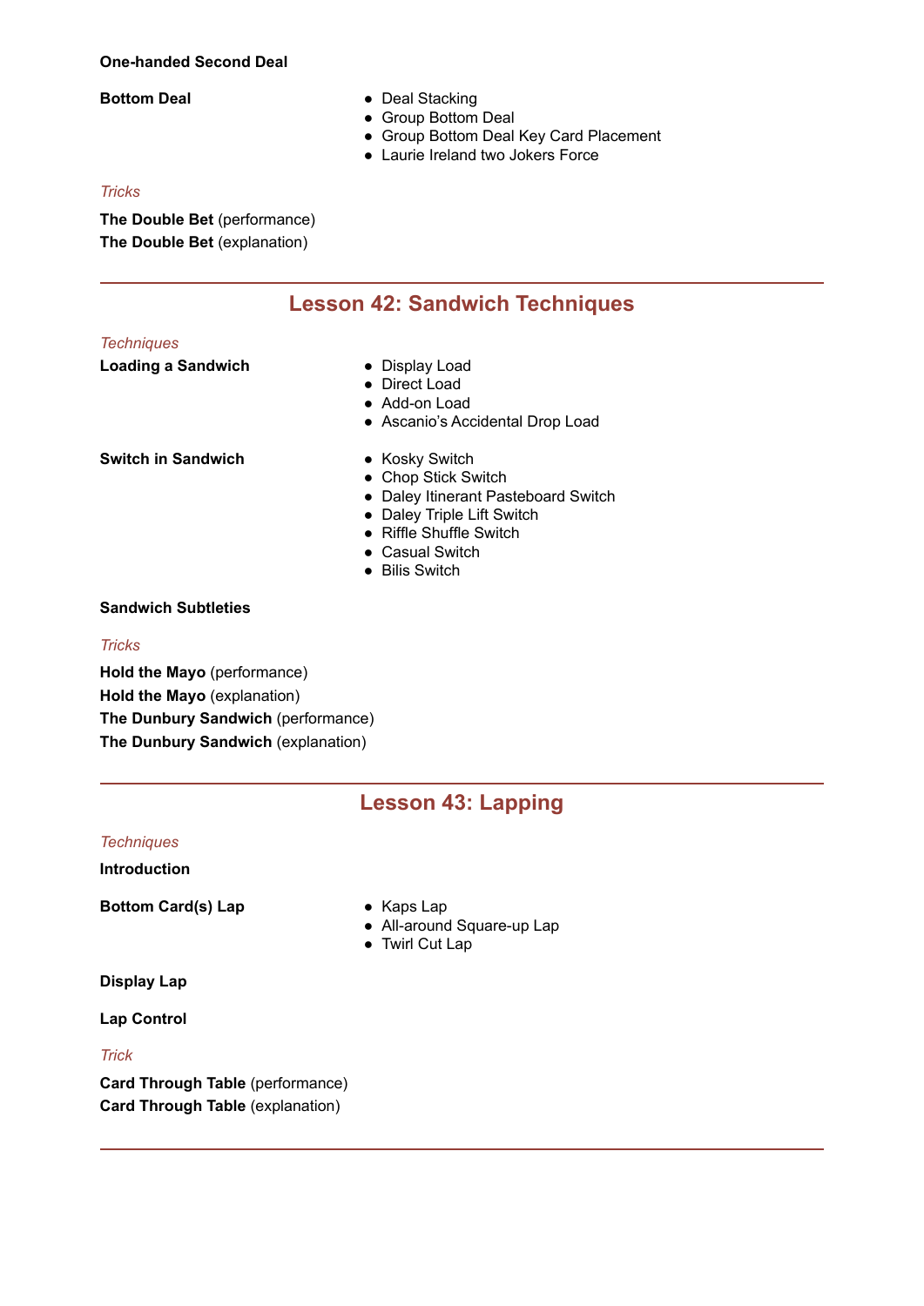**One-handed Second Deal**

**Bottom Deal**

- Deal Stacking
- Group Bottom Deal
- Group Bottom Deal Key Card Placement
- Laurie Ireland two Jokers Force

*Tricks*

**The Double Bet** (performance)
**The Double Bet** (explanation)

---

## Lesson 42: Sandwich Techniques

*Techniques*

**Loading a Sandwich**

- Display Load
- Direct Load
- Add-on Load
- Ascanio's Accidental Drop Load

**Switch in Sandwich**

- Kosky Switch
- Chop Stick Switch
- Daley Itinerant Pasteboard Switch
- Daley Triple Lift Switch
- Riffle Shuffle Switch
- Casual Switch
- Bilis Switch

**Sandwich Subtleties**

*Tricks*

**Hold the Mayo** (performance)
**Hold the Mayo** (explanation)
**The Dunbury Sandwich** (performance)
**The Dunbury Sandwich** (explanation)

---

## Lesson 43: Lapping

*Techniques*

**Introduction**

**Bottom Card(s) Lap**

- Kaps Lap
- All-around Square-up Lap
- Twirl Cut Lap

**Display Lap**

**Lap Control**

*Trick*

**Card Through Table** (performance)
**Card Through Table** (explanation)

---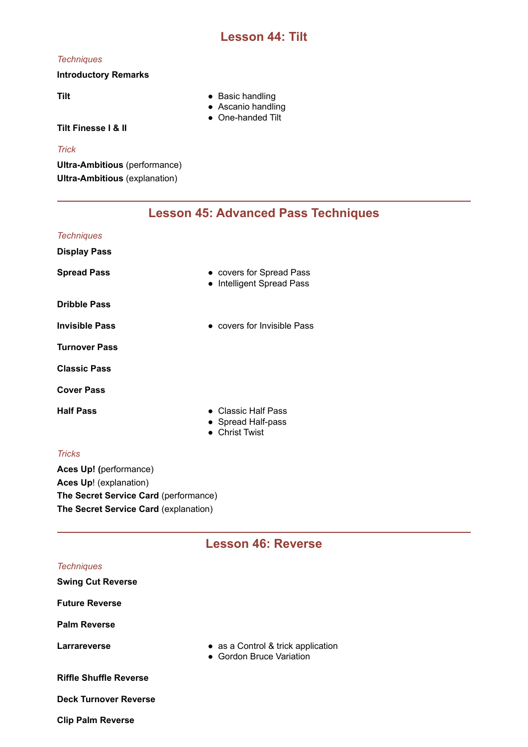## Lesson 44: Tilt

*Techniques*

**Introductory Remarks**

**Tilt**
- Basic handling
- Ascanio handling
- One-handed Tilt

**Tilt Finesse I & II**

*Trick*

**Ultra-Ambitious** (performance)
**Ultra-Ambitious** (explanation)

---

## Lesson 45: Advanced Pass Techniques

*Techniques*

**Display Pass**

**Spread Pass**
- covers for Spread Pass
- Intelligent Spread Pass

**Dribble Pass**

**Invisible Pass**
- covers for Invisible Pass

**Turnover Pass**

**Classic Pass**

**Cover Pass**

**Half Pass**
- Classic Half Pass
- Spread Half-pass
- Christ Twist

*Tricks*

**Aces Up! (**performance)
**Aces Up**! (explanation)
**The Secret Service Card** (performance)
**The Secret Service Card** (explanation)

---

## Lesson 46: Reverse

*Techniques*

**Swing Cut Reverse**

**Future Reverse**

**Palm Reverse**

**Larrareverse**
- as a Control & trick application
- Gordon Bruce Variation

**Riffle Shuffle Reverse**

**Deck Turnover Reverse**

**Clip Palm Reverse**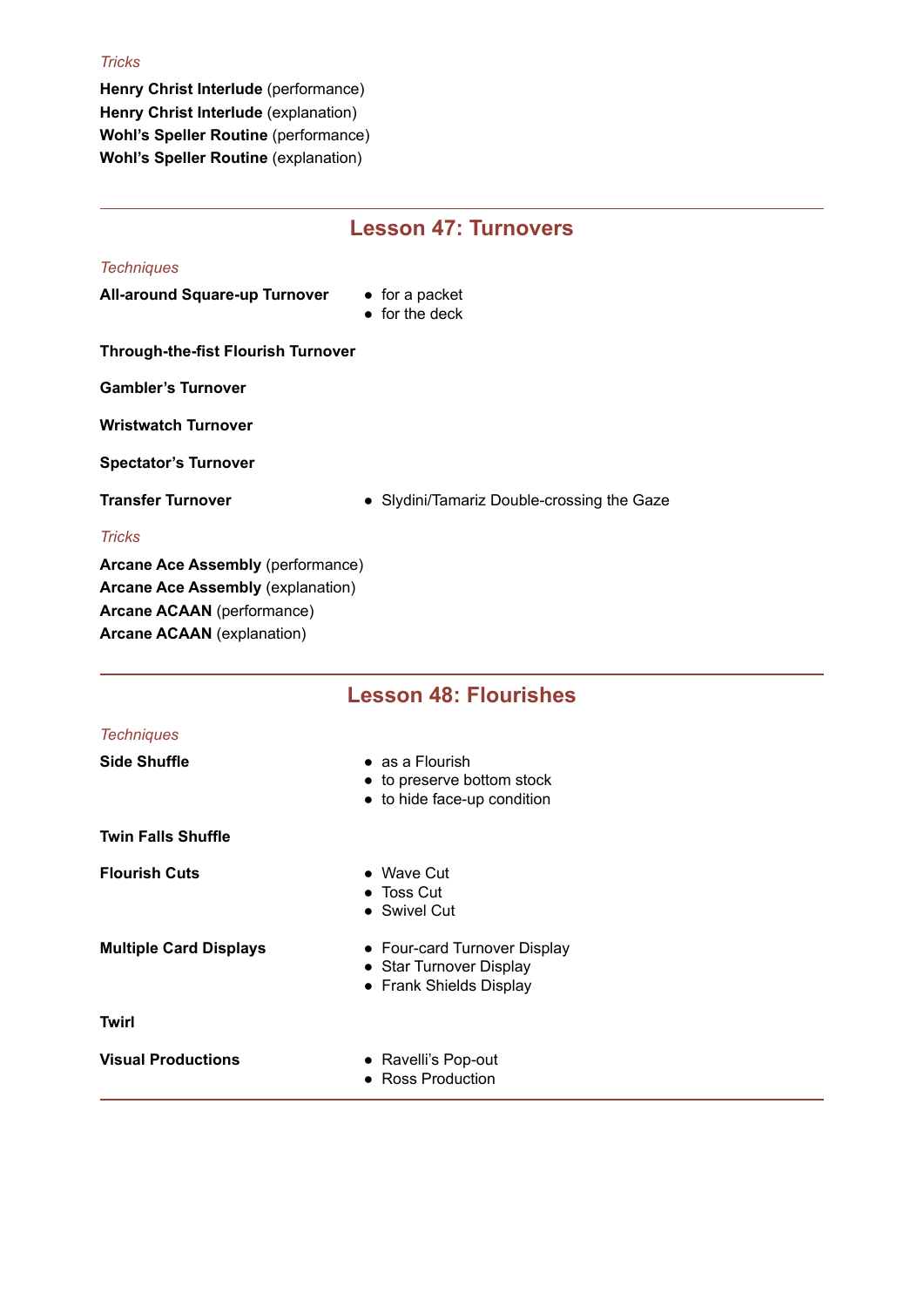*Tricks*

**Henry Christ Interlude** (performance)
**Henry Christ Interlude** (explanation)
**Wohl's Speller Routine** (performance)
**Wohl's Speller Routine** (explanation)

---

## Lesson 47: Turnovers

*Techniques*

**All-around Square-up Turnover**
- for a packet
- for the deck

**Through-the-fist Flourish Turnover**

**Gambler's Turnover**

**Wristwatch Turnover**

**Spectator's Turnover**

**Transfer Turnover**
- Slydini/Tamariz Double-crossing the Gaze

*Tricks*

**Arcane Ace Assembly** (performance)
**Arcane Ace Assembly** (explanation)
**Arcane ACAAN** (performance)
**Arcane ACAAN** (explanation)

---

## Lesson 48: Flourishes

*Techniques*

**Side Shuffle**
- as a Flourish
- to preserve bottom stock
- to hide face-up condition

**Twin Falls Shuffle**

**Flourish Cuts**
- Wave Cut
- Toss Cut
- Swivel Cut

**Multiple Card Displays**
- Four-card Turnover Display
- Star Turnover Display
- Frank Shields Display

**Twirl**

**Visual Productions**
- Ravelli's Pop-out
- Ross Production

---